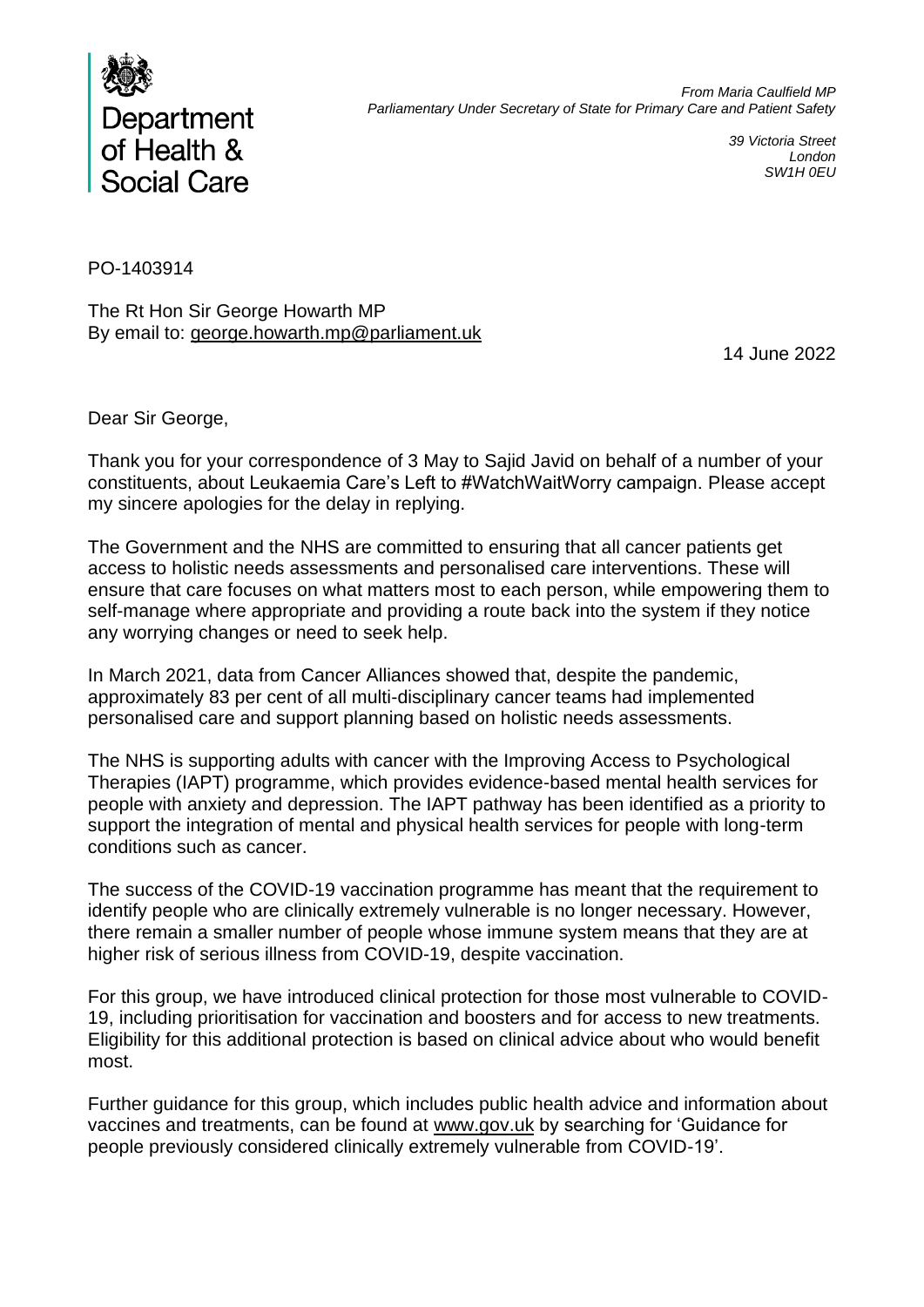Department of Health & Social Care

*From Maria Caulfield MP*
*Parliamentary Under Secretary of State for Primary Care and Patient Safety*

*39 Victoria Street*
*London*
*SW1H 0EU*

PO-1403914

The Rt Hon Sir George Howarth MP
By email to: george.howarth.mp@parliament.uk

14 June 2022

Dear Sir George,

Thank you for your correspondence of 3 May to Sajid Javid on behalf of a number of your constituents, about Leukaemia Care's Left to #WatchWaitWorry campaign. Please accept my sincere apologies for the delay in replying.

The Government and the NHS are committed to ensuring that all cancer patients get access to holistic needs assessments and personalised care interventions. These will ensure that care focuses on what matters most to each person, while empowering them to self-manage where appropriate and providing a route back into the system if they notice any worrying changes or need to seek help.

In March 2021, data from Cancer Alliances showed that, despite the pandemic, approximately 83 per cent of all multi-disciplinary cancer teams had implemented personalised care and support planning based on holistic needs assessments.

The NHS is supporting adults with cancer with the Improving Access to Psychological Therapies (IAPT) programme, which provides evidence-based mental health services for people with anxiety and depression. The IAPT pathway has been identified as a priority to support the integration of mental and physical health services for people with long-term conditions such as cancer.

The success of the COVID-19 vaccination programme has meant that the requirement to identify people who are clinically extremely vulnerable is no longer necessary. However, there remain a smaller number of people whose immune system means that they are at higher risk of serious illness from COVID-19, despite vaccination.

For this group, we have introduced clinical protection for those most vulnerable to COVID-19, including prioritisation for vaccination and boosters and for access to new treatments. Eligibility for this additional protection is based on clinical advice about who would benefit most.

Further guidance for this group, which includes public health advice and information about vaccines and treatments, can be found at www.gov.uk by searching for 'Guidance for people previously considered clinically extremely vulnerable from COVID-19'.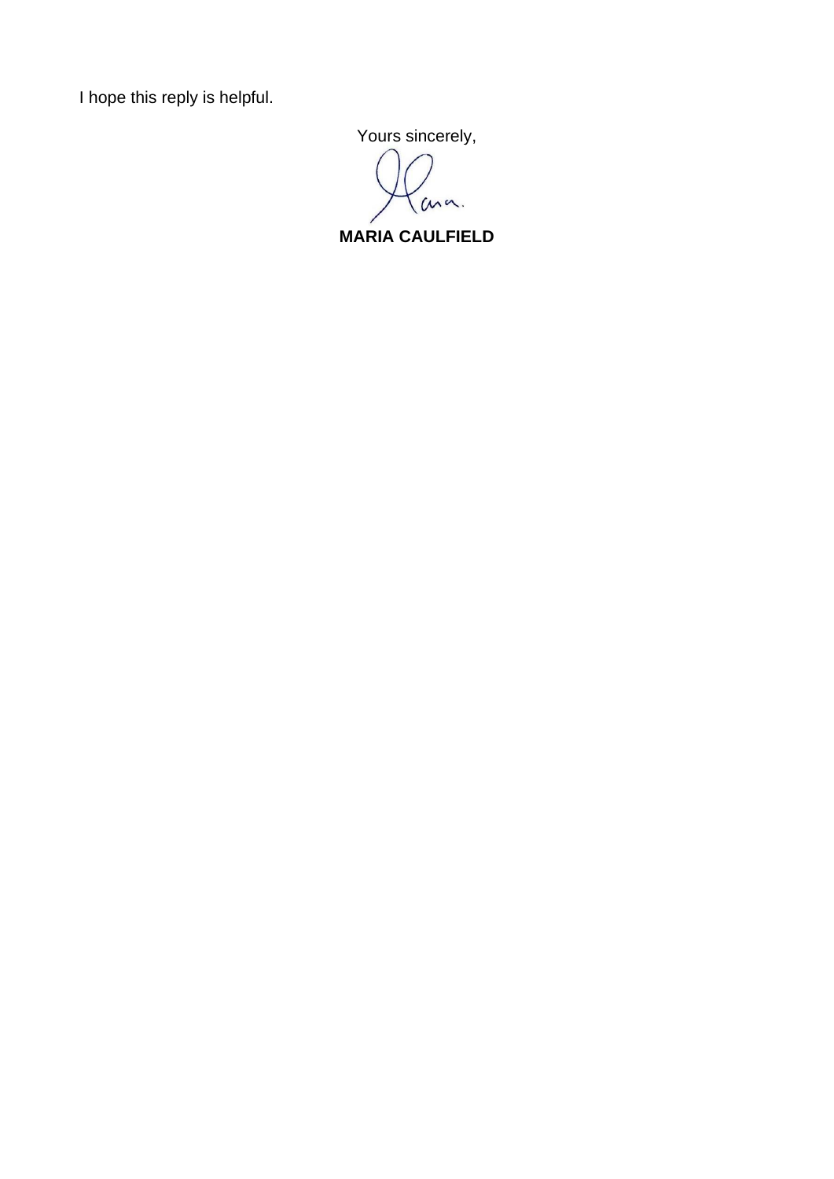I hope this reply is helpful.

Yours sincerely,

**MARIA CAULFIELD**